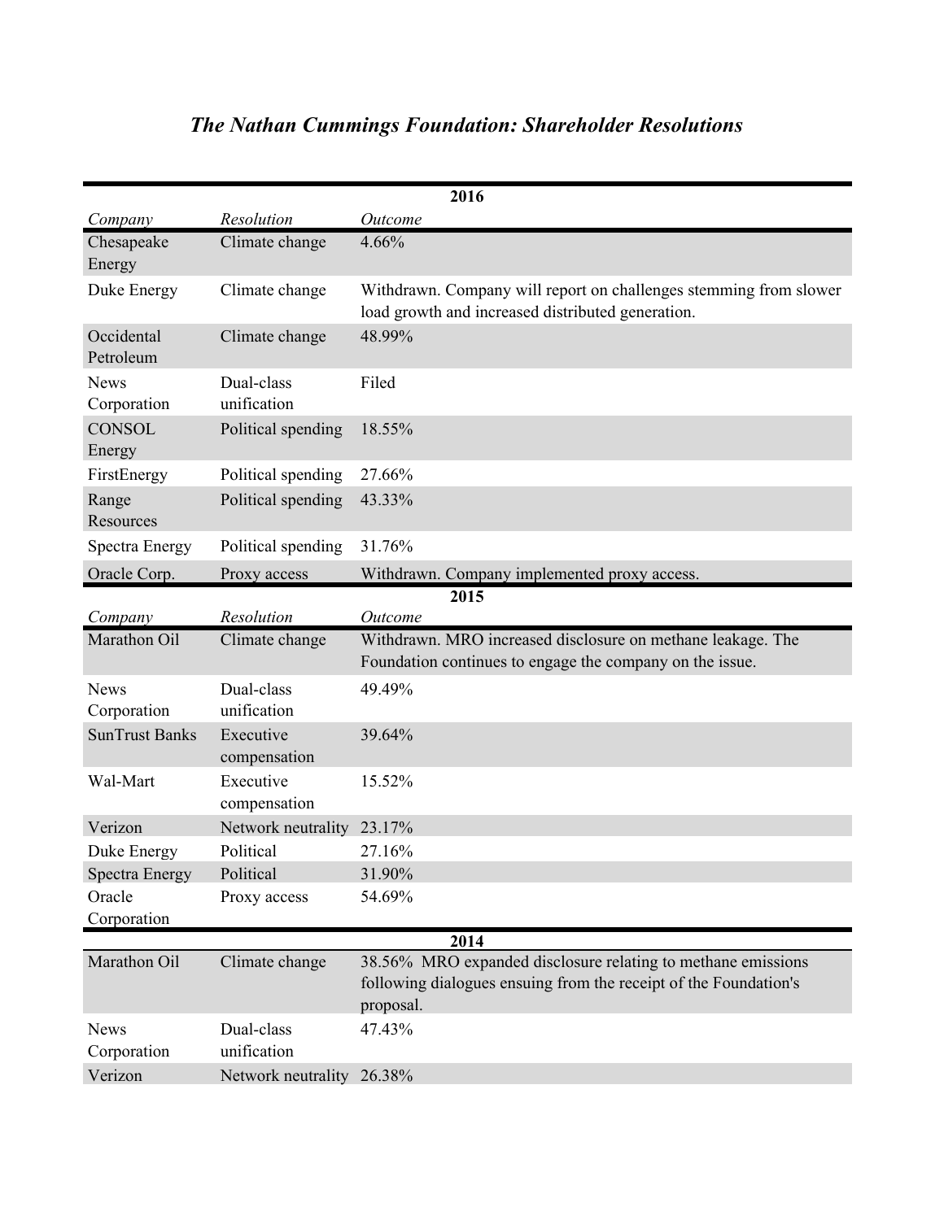# *The Nathan Cummings Foundation: Shareholder Resolutions*

| 2016 | | |
|---|---|---|
| *Company* | *Resolution* | *Outcome* |
| Chesapeake Energy | Climate change | 4.66% |
| Duke Energy | Climate change | Withdrawn. Company will report on challenges stemming from slower load growth and increased distributed generation. |
| Occidental Petroleum | Climate change | 48.99% |
| News Corporation | Dual-class unification | Filed |
| CONSOL Energy | Political spending | 18.55% |
| FirstEnergy | Political spending | 27.66% |
| Range Resources | Political spending | 43.33% |
| Spectra Energy | Political spending | 31.76% |
| Oracle Corp. | Proxy access | Withdrawn. Company implemented proxy access. |

| 2015 | | |
|---|---|---|
| *Company* | *Resolution* | *Outcome* |
| Marathon Oil | Climate change | Withdrawn. MRO increased disclosure on methane leakage. The Foundation continues to engage the company on the issue. |
| News Corporation | Dual-class unification | 49.49% |
| SunTrust Banks | Executive compensation | 39.64% |
| Wal-Mart | Executive compensation | 15.52% |
| Verizon | Network neutrality | 23.17% |
| Duke Energy | Political | 27.16% |
| Spectra Energy | Political | 31.90% |
| Oracle Corporation | Proxy access | 54.69% |

| 2014 | | |
|---|---|---|
| Marathon Oil | Climate change | 38.56% MRO expanded disclosure relating to methane emissions following dialogues ensuing from the receipt of the Foundation's proposal. |
| News Corporation | Dual-class unification | 47.43% |
| Verizon | Network neutrality | 26.38% |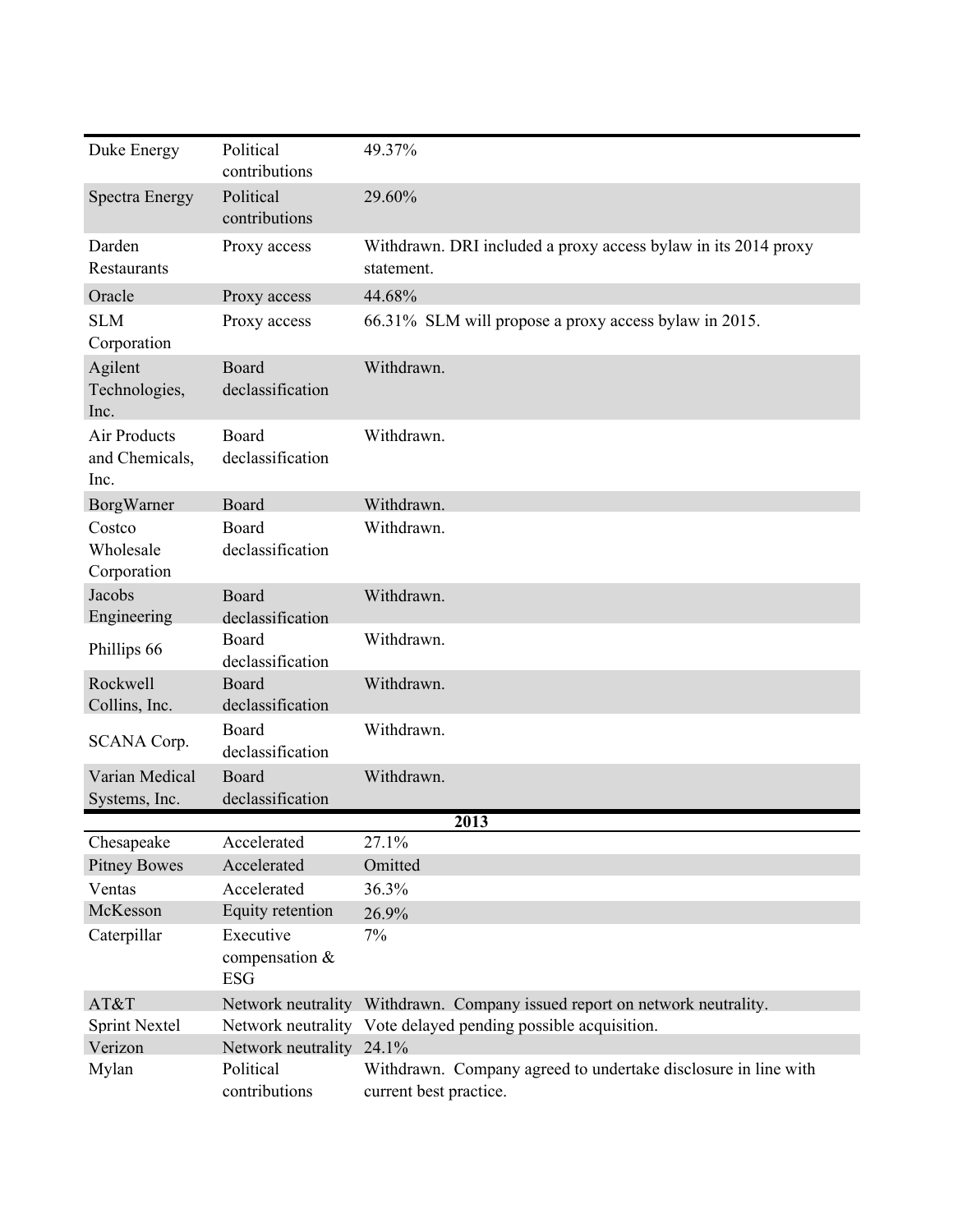| | | |
|---|---|---|
| Duke Energy | Political contributions | 49.37% |
| Spectra Energy | Political contributions | 29.60% |
| Darden Restaurants | Proxy access | Withdrawn. DRI included a proxy access bylaw in its 2014 proxy statement. |
| Oracle | Proxy access | 44.68% |
| SLM Corporation | Proxy access | 66.31% SLM will propose a proxy access bylaw in 2015. |
| Agilent Technologies, Inc. | Board declassification | Withdrawn. |
| Air Products and Chemicals, Inc. | Board declassification | Withdrawn. |
| BorgWarner | Board | Withdrawn. |
| Costco Wholesale Corporation | Board declassification | Withdrawn. |
| Jacobs Engineering | Board declassification | Withdrawn. |
| Phillips 66 | Board declassification | Withdrawn. |
| Rockwell Collins, Inc. | Board declassification | Withdrawn. |
| SCANA Corp. | Board declassification | Withdrawn. |
| Varian Medical Systems, Inc. | Board declassification | Withdrawn. |
| | | **2013** |
| Chesapeake | Accelerated | 27.1% |
| Pitney Bowes | Accelerated | Omitted |
| Ventas | Accelerated | 36.3% |
| McKesson | Equity retention | 26.9% |
| Caterpillar | Executive compensation & ESG | 7% |
| AT&T | Network neutrality | Withdrawn. Company issued report on network neutrality. |
| Sprint Nextel | Network neutrality | Vote delayed pending possible acquisition. |
| Verizon | Network neutrality | 24.1% |
| Mylan | Political contributions | Withdrawn. Company agreed to undertake disclosure in line with current best practice. |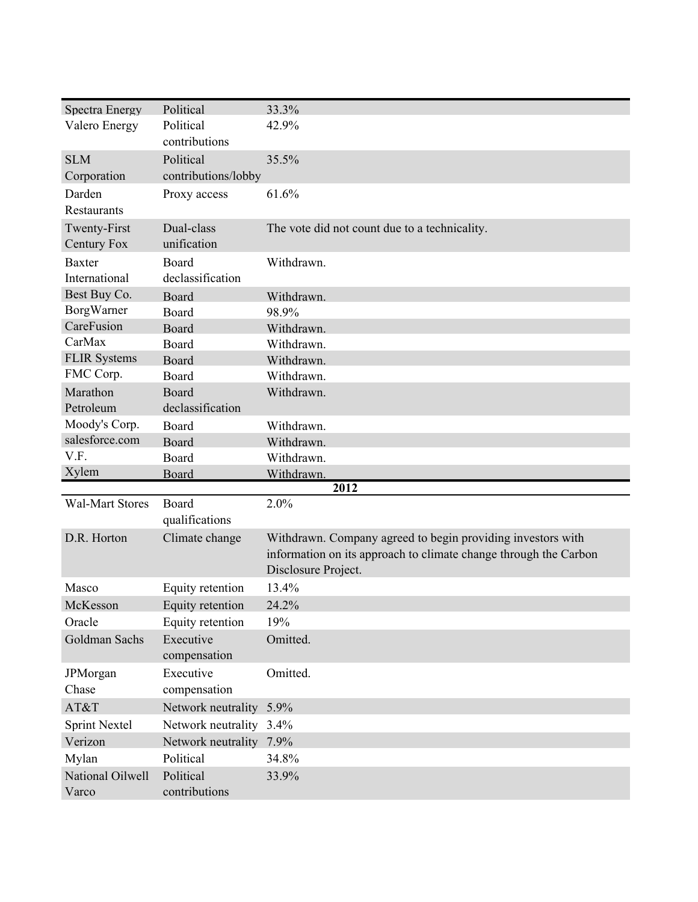| | | |
|---|---|---|
| Spectra Energy | Political | 33.3% |
| Valero Energy | Political contributions | 42.9% |
| SLM Corporation | Political contributions/lobby | 35.5% |
| Darden Restaurants | Proxy access | 61.6% |
| Twenty-First Century Fox | Dual-class unification | The vote did not count due to a technicality. |
| Baxter International | Board declassification | Withdrawn. |
| Best Buy Co. | Board | Withdrawn. |
| BorgWarner | Board | 98.9% |
| CareFusion | Board | Withdrawn. |
| CarMax | Board | Withdrawn. |
| FLIR Systems | Board | Withdrawn. |
| FMC Corp. | Board | Withdrawn. |
| Marathon Petroleum | Board declassification | Withdrawn. |
| Moody's Corp. | Board | Withdrawn. |
| salesforce.com | Board | Withdrawn. |
| V.F. | Board | Withdrawn. |
| Xylem | Board | Withdrawn. |
| | | **2012** |
| Wal-Mart Stores | Board qualifications | 2.0% |
| D.R. Horton | Climate change | Withdrawn. Company agreed to begin providing investors with information on its approach to climate change through the Carbon Disclosure Project. |
| Masco | Equity retention | 13.4% |
| McKesson | Equity retention | 24.2% |
| Oracle | Equity retention | 19% |
| Goldman Sachs | Executive compensation | Omitted. |
| JPMorgan Chase | Executive compensation | Omitted. |
| AT&T | Network neutrality | 5.9% |
| Sprint Nextel | Network neutrality | 3.4% |
| Verizon | Network neutrality | 7.9% |
| Mylan | Political | 34.8% |
| National Oilwell Varco | Political contributions | 33.9% |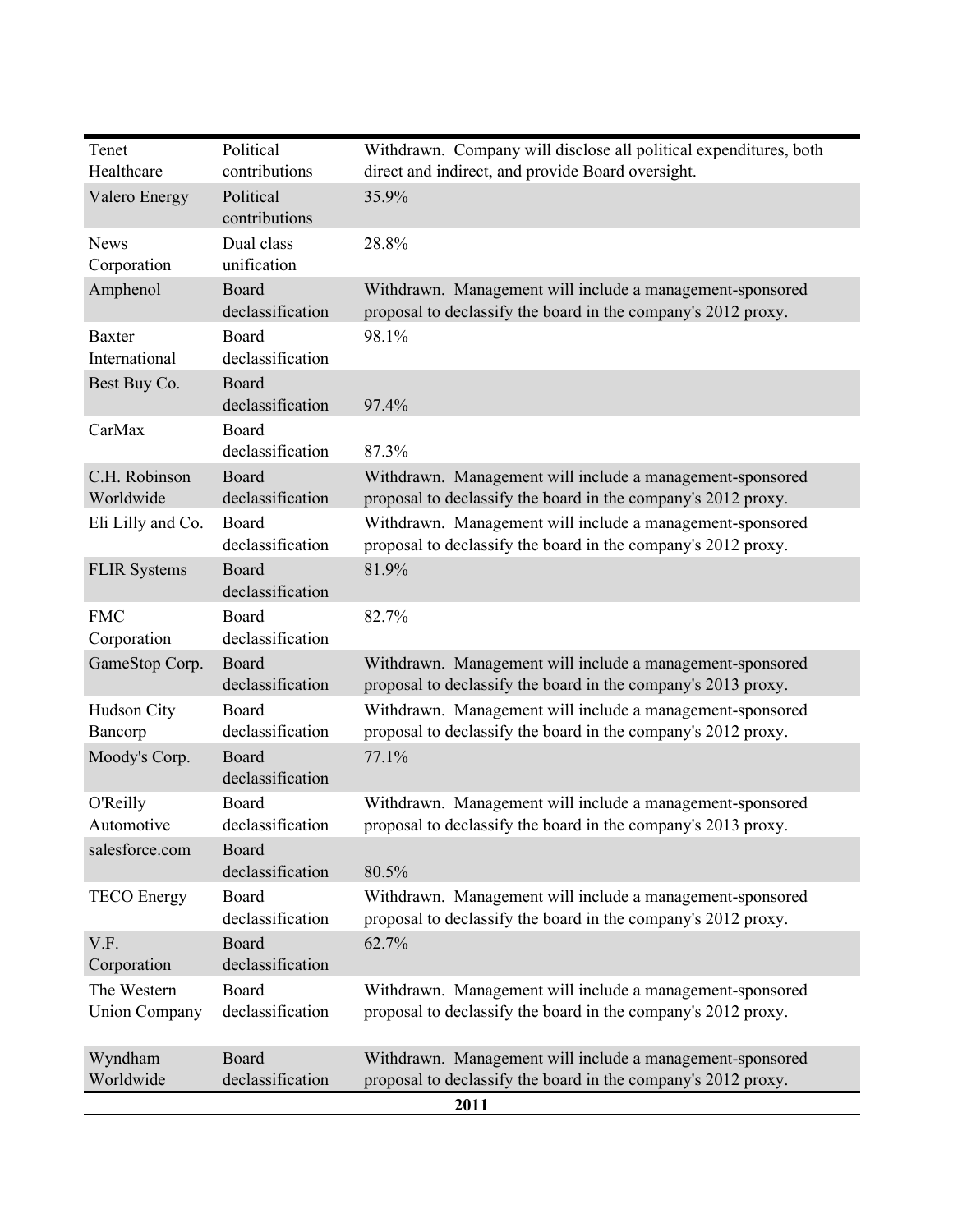| | | |
|---|---|---|
| Tenet Healthcare | Political contributions | Withdrawn. Company will disclose all political expenditures, both direct and indirect, and provide Board oversight. |
| Valero Energy | Political contributions | 35.9% |
| News Corporation | Dual class unification | 28.8% |
| Amphenol | Board declassification | Withdrawn. Management will include a management-sponsored proposal to declassify the board in the company's 2012 proxy. |
| Baxter International | Board declassification | 98.1% |
| Best Buy Co. | Board declassification | 97.4% |
| CarMax | Board declassification | 87.3% |
| C.H. Robinson Worldwide | Board declassification | Withdrawn. Management will include a management-sponsored proposal to declassify the board in the company's 2012 proxy. |
| Eli Lilly and Co. | Board declassification | Withdrawn. Management will include a management-sponsored proposal to declassify the board in the company's 2012 proxy. |
| FLIR Systems | Board declassification | 81.9% |
| FMC Corporation | Board declassification | 82.7% |
| GameStop Corp. | Board declassification | Withdrawn. Management will include a management-sponsored proposal to declassify the board in the company's 2013 proxy. |
| Hudson City Bancorp | Board declassification | Withdrawn. Management will include a management-sponsored proposal to declassify the board in the company's 2012 proxy. |
| Moody's Corp. | Board declassification | 77.1% |
| O'Reilly Automotive | Board declassification | Withdrawn. Management will include a management-sponsored proposal to declassify the board in the company's 2013 proxy. |
| salesforce.com | Board declassification | 80.5% |
| TECO Energy | Board declassification | Withdrawn. Management will include a management-sponsored proposal to declassify the board in the company's 2012 proxy. |
| V.F. Corporation | Board declassification | 62.7% |
| The Western Union Company | Board declassification | Withdrawn. Management will include a management-sponsored proposal to declassify the board in the company's 2012 proxy. |
| Wyndham Worldwide | Board declassification | Withdrawn. Management will include a management-sponsored proposal to declassify the board in the company's 2012 proxy. |
| **2011** | | |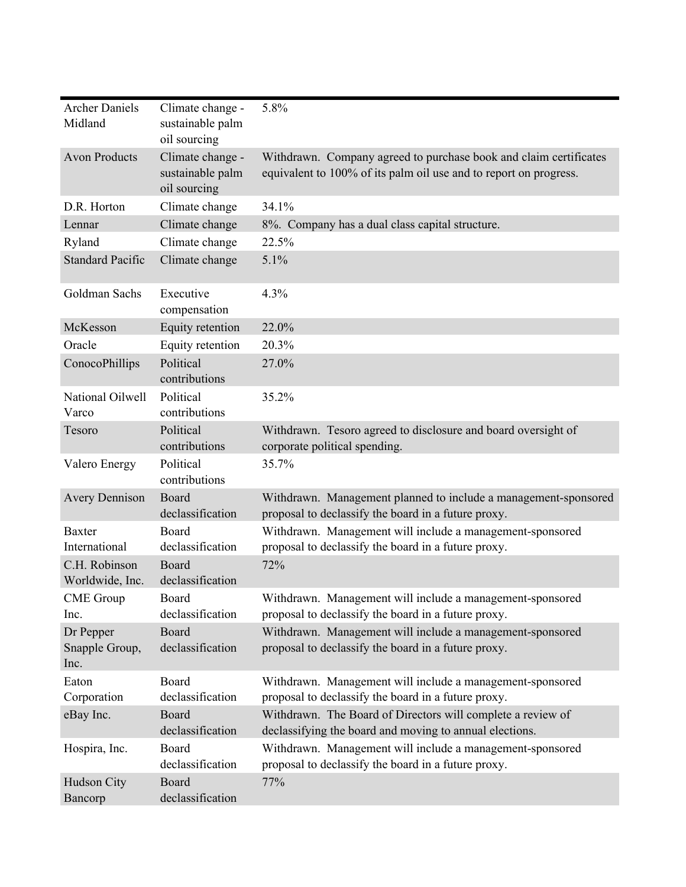| | | |
|---|---|---|
| Archer Daniels Midland | Climate change - sustainable palm oil sourcing | 5.8% |
| Avon Products | Climate change - sustainable palm oil sourcing | Withdrawn. Company agreed to purchase book and claim certificates equivalent to 100% of its palm oil use and to report on progress. |
| D.R. Horton | Climate change | 34.1% |
| Lennar | Climate change | 8%. Company has a dual class capital structure. |
| Ryland | Climate change | 22.5% |
| Standard Pacific | Climate change | 5.1% |
| Goldman Sachs | Executive compensation | 4.3% |
| McKesson | Equity retention | 22.0% |
| Oracle | Equity retention | 20.3% |
| ConocoPhillips | Political contributions | 27.0% |
| National Oilwell Varco | Political contributions | 35.2% |
| Tesoro | Political contributions | Withdrawn. Tesoro agreed to disclosure and board oversight of corporate political spending. |
| Valero Energy | Political contributions | 35.7% |
| Avery Dennison | Board declassification | Withdrawn. Management planned to include a management-sponsored proposal to declassify the board in a future proxy. |
| Baxter International | Board declassification | Withdrawn. Management will include a management-sponsored proposal to declassify the board in a future proxy. |
| C.H. Robinson Worldwide, Inc. | Board declassification | 72% |
| CME Group Inc. | Board declassification | Withdrawn. Management will include a management-sponsored proposal to declassify the board in a future proxy. |
| Dr Pepper Snapple Group, Inc. | Board declassification | Withdrawn. Management will include a management-sponsored proposal to declassify the board in a future proxy. |
| Eaton Corporation | Board declassification | Withdrawn. Management will include a management-sponsored proposal to declassify the board in a future proxy. |
| eBay Inc. | Board declassification | Withdrawn. The Board of Directors will complete a review of declassifying the board and moving to annual elections. |
| Hospira, Inc. | Board declassification | Withdrawn. Management will include a management-sponsored proposal to declassify the board in a future proxy. |
| Hudson City Bancorp | Board declassification | 77% |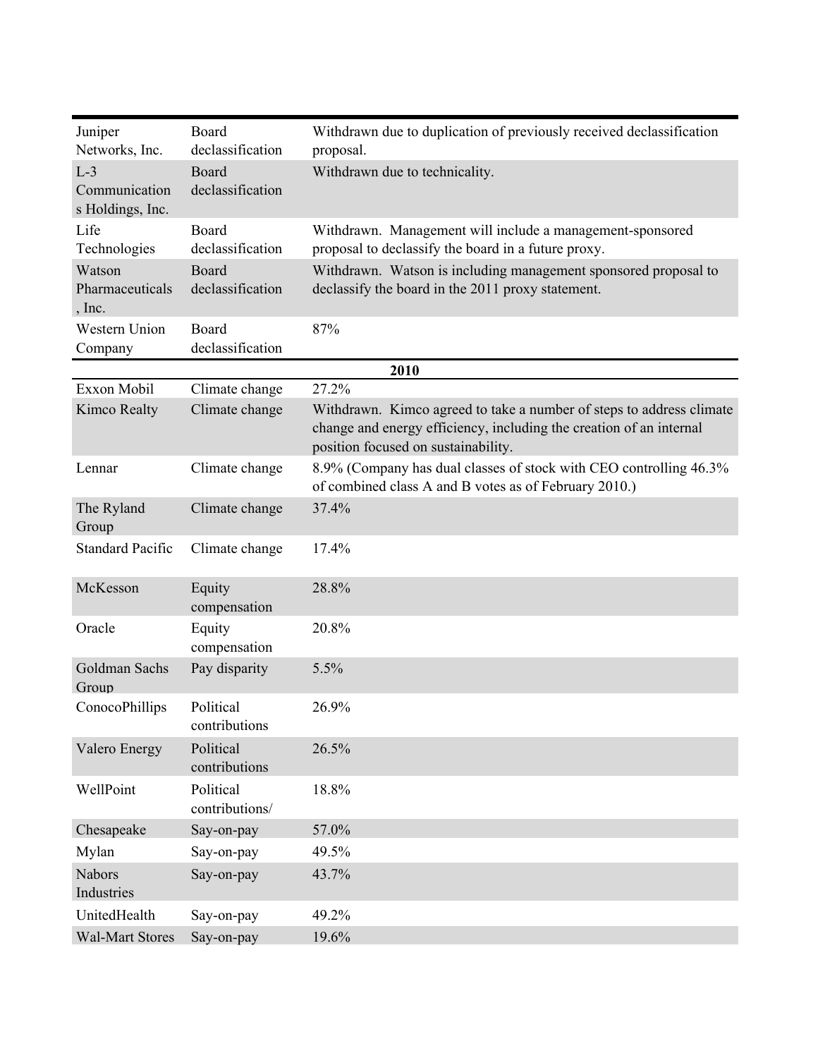| | | |
|---|---|---|
| Juniper Networks, Inc. | Board declassification | Withdrawn due to duplication of previously received declassification proposal. |
| L-3 Communications Holdings, Inc. | Board declassification | Withdrawn due to technicality. |
| Life Technologies | Board declassification | Withdrawn. Management will include a management-sponsored proposal to declassify the board in a future proxy. |
| Watson Pharmaceuticals, Inc. | Board declassification | Withdrawn. Watson is including management sponsored proposal to declassify the board in the 2011 proxy statement. |
| Western Union Company | Board declassification | 87% |
| | | **2010** |
| Exxon Mobil | Climate change | 27.2% |
| Kimco Realty | Climate change | Withdrawn. Kimco agreed to take a number of steps to address climate change and energy efficiency, including the creation of an internal position focused on sustainability. |
| Lennar | Climate change | 8.9% (Company has dual classes of stock with CEO controlling 46.3% of combined class A and B votes as of February 2010.) |
| The Ryland Group | Climate change | 37.4% |
| Standard Pacific | Climate change | 17.4% |
| McKesson | Equity compensation | 28.8% |
| Oracle | Equity compensation | 20.8% |
| Goldman Sachs Group | Pay disparity | 5.5% |
| ConocoPhillips | Political contributions | 26.9% |
| Valero Energy | Political contributions | 26.5% |
| WellPoint | Political contributions/ | 18.8% |
| Chesapeake | Say-on-pay | 57.0% |
| Mylan | Say-on-pay | 49.5% |
| Nabors Industries | Say-on-pay | 43.7% |
| UnitedHealth | Say-on-pay | 49.2% |
| Wal-Mart Stores | Say-on-pay | 19.6% |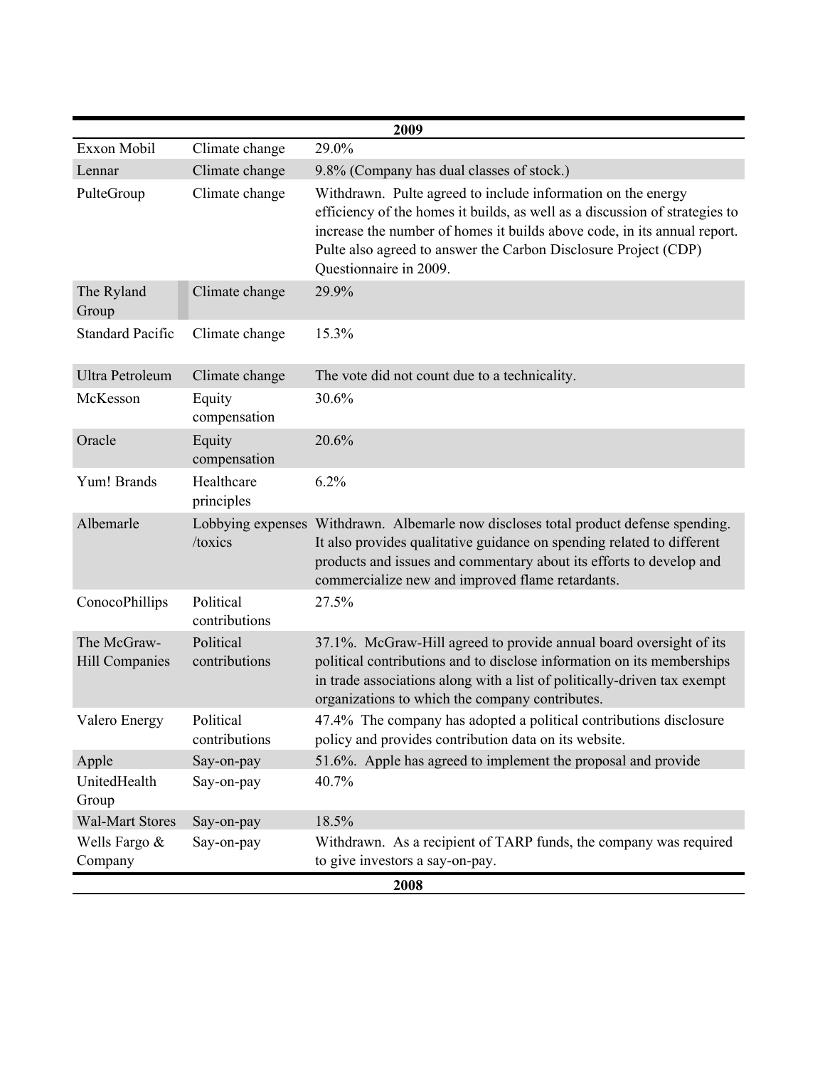| 2009 | | |
|---|---|---|
| Exxon Mobil | Climate change | 29.0% |
| Lennar | Climate change | 9.8% (Company has dual classes of stock.) |
| PulteGroup | Climate change | Withdrawn. Pulte agreed to include information on the energy efficiency of the homes it builds, as well as a discussion of strategies to increase the number of homes it builds above code, in its annual report. Pulte also agreed to answer the Carbon Disclosure Project (CDP) Questionnaire in 2009. |
| The Ryland Group | Climate change | 29.9% |
| Standard Pacific | Climate change | 15.3% |
| Ultra Petroleum | Climate change | The vote did not count due to a technicality. |
| McKesson | Equity compensation | 30.6% |
| Oracle | Equity compensation | 20.6% |
| Yum! Brands | Healthcare principles | 6.2% |
| Albemarle | Lobbying expenses /toxics | Withdrawn. Albemarle now discloses total product defense spending. It also provides qualitative guidance on spending related to different products and issues and commentary about its efforts to develop and commercialize new and improved flame retardants. |
| ConocoPhillips | Political contributions | 27.5% |
| The McGraw-Hill Companies | Political contributions | 37.1%. McGraw-Hill agreed to provide annual board oversight of its political contributions and to disclose information on its memberships in trade associations along with a list of politically-driven tax exempt organizations to which the company contributes. |
| Valero Energy | Political contributions | 47.4% The company has adopted a political contributions disclosure policy and provides contribution data on its website. |
| Apple | Say-on-pay | 51.6%. Apple has agreed to implement the proposal and provide |
| UnitedHealth Group | Say-on-pay | 40.7% |
| Wal-Mart Stores | Say-on-pay | 18.5% |
| Wells Fargo & Company | Say-on-pay | Withdrawn. As a recipient of TARP funds, the company was required to give investors a say-on-pay. |
| 2008 | | |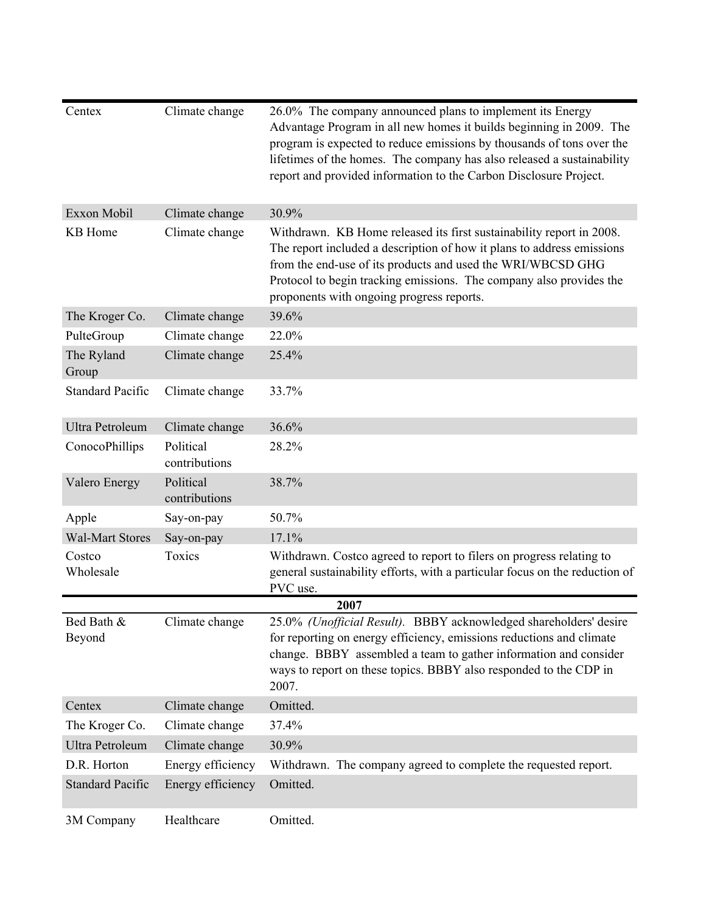| | | |
|---|---|---|
| Centex | Climate change | 26.0% The company announced plans to implement its Energy Advantage Program in all new homes it builds beginning in 2009. The program is expected to reduce emissions by thousands of tons over the lifetimes of the homes. The company has also released a sustainability report and provided information to the Carbon Disclosure Project. |
| Exxon Mobil | Climate change | 30.9% |
| KB Home | Climate change | Withdrawn. KB Home released its first sustainability report in 2008. The report included a description of how it plans to address emissions from the end-use of its products and used the WRI/WBCSD GHG Protocol to begin tracking emissions. The company also provides the proponents with ongoing progress reports. |
| The Kroger Co. | Climate change | 39.6% |
| PulteGroup | Climate change | 22.0% |
| The Ryland Group | Climate change | 25.4% |
| Standard Pacific | Climate change | 33.7% |
| Ultra Petroleum | Climate change | 36.6% |
| ConocoPhillips | Political contributions | 28.2% |
| Valero Energy | Political contributions | 38.7% |
| Apple | Say-on-pay | 50.7% |
| Wal-Mart Stores | Say-on-pay | 17.1% |
| Costco Wholesale | Toxics | Withdrawn. Costco agreed to report to filers on progress relating to general sustainability efforts, with a particular focus on the reduction of PVC use. |
| | **2007** | |
| Bed Bath & Beyond | Climate change | 25.0% *(Unofficial Result).* BBBY acknowledged shareholders' desire for reporting on energy efficiency, emissions reductions and climate change. BBBY assembled a team to gather information and consider ways to report on these topics. BBBY also responded to the CDP in 2007. |
| Centex | Climate change | Omitted. |
| The Kroger Co. | Climate change | 37.4% |
| Ultra Petroleum | Climate change | 30.9% |
| D.R. Horton | Energy efficiency | Withdrawn. The company agreed to complete the requested report. |
| Standard Pacific | Energy efficiency | Omitted. |
| 3M Company | Healthcare | Omitted. |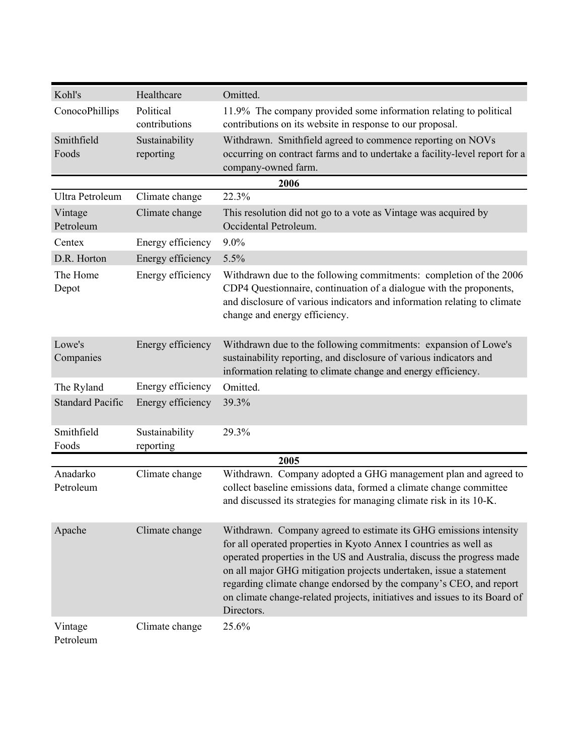| | | |
|---|---|---|
| Kohl's | Healthcare | Omitted. |
| ConocoPhillips | Political contributions | 11.9% The company provided some information relating to political contributions on its website in response to our proposal. |
| Smithfield Foods | Sustainability reporting | Withdrawn. Smithfield agreed to commence reporting on NOVs occurring on contract farms and to undertake a facility-level report for a company-owned farm. |
| | **2006** | |
| Ultra Petroleum | Climate change | 22.3% |
| Vintage Petroleum | Climate change | This resolution did not go to a vote as Vintage was acquired by Occidental Petroleum. |
| Centex | Energy efficiency | 9.0% |
| D.R. Horton | Energy efficiency | 5.5% |
| The Home Depot | Energy efficiency | Withdrawn due to the following commitments: completion of the 2006 CDP4 Questionnaire, continuation of a dialogue with the proponents, and disclosure of various indicators and information relating to climate change and energy efficiency. |
| Lowe's Companies | Energy efficiency | Withdrawn due to the following commitments: expansion of Lowe's sustainability reporting, and disclosure of various indicators and information relating to climate change and energy efficiency. |
| The Ryland | Energy efficiency | Omitted. |
| Standard Pacific | Energy efficiency | 39.3% |
| Smithfield Foods | Sustainability reporting | 29.3% |
| | **2005** | |
| Anadarko Petroleum | Climate change | Withdrawn. Company adopted a GHG management plan and agreed to collect baseline emissions data, formed a climate change committee and discussed its strategies for managing climate risk in its 10-K. |
| Apache | Climate change | Withdrawn. Company agreed to estimate its GHG emissions intensity for all operated properties in Kyoto Annex I countries as well as operated properties in the US and Australia, discuss the progress made on all major GHG mitigation projects undertaken, issue a statement regarding climate change endorsed by the company's CEO, and report on climate change-related projects, initiatives and issues to its Board of Directors. |
| Vintage Petroleum | Climate change | 25.6% |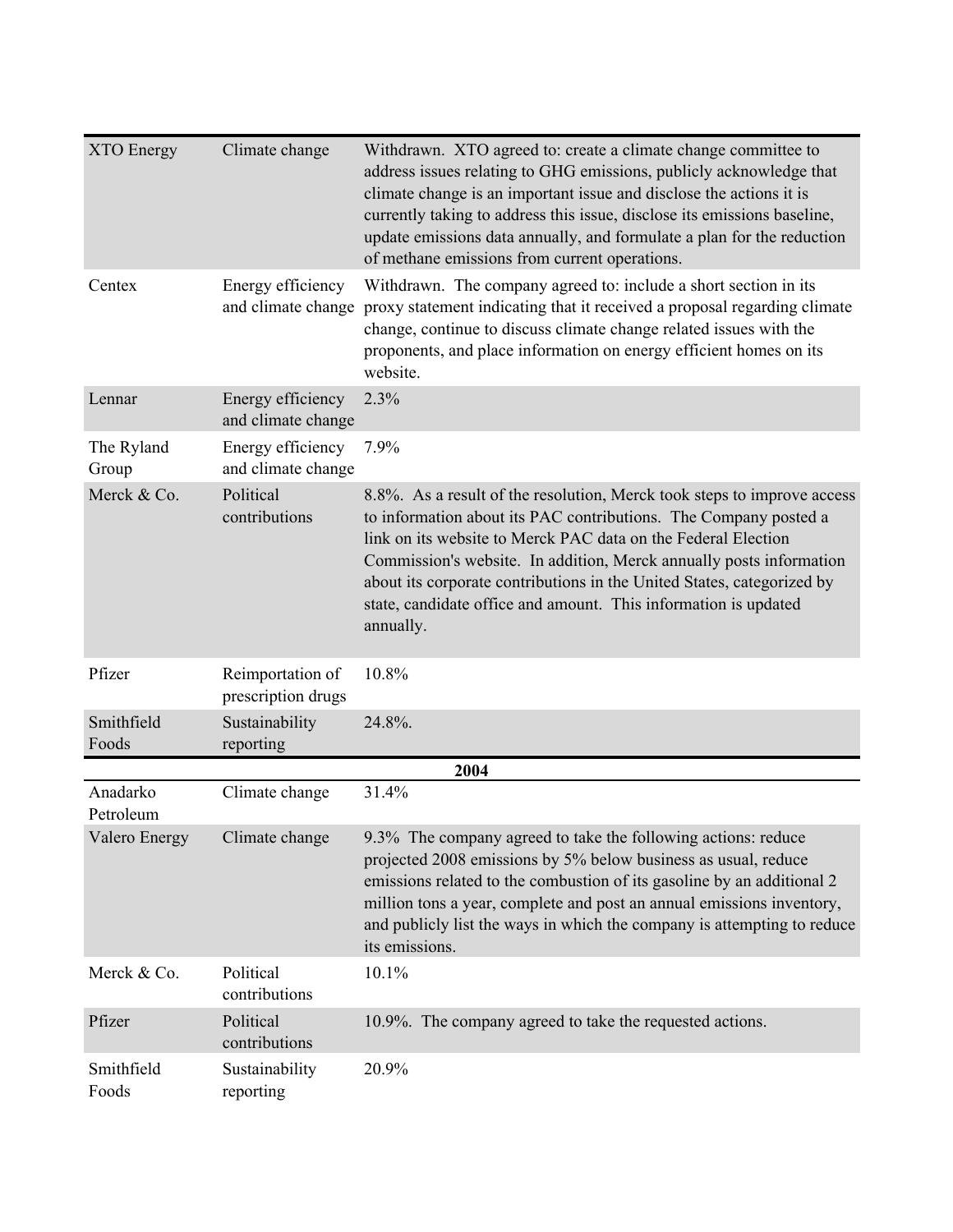| | | |
|---|---|---|
| XTO Energy | Climate change | Withdrawn. XTO agreed to: create a climate change committee to address issues relating to GHG emissions, publicly acknowledge that climate change is an important issue and disclose the actions it is currently taking to address this issue, disclose its emissions baseline, update emissions data annually, and formulate a plan for the reduction of methane emissions from current operations. |
| Centex | Energy efficiency and climate change | Withdrawn. The company agreed to: include a short section in its proxy statement indicating that it received a proposal regarding climate change, continue to discuss climate change related issues with the proponents, and place information on energy efficient homes on its website. |
| Lennar | Energy efficiency and climate change | 2.3% |
| The Ryland Group | Energy efficiency and climate change | 7.9% |
| Merck & Co. | Political contributions | 8.8%. As a result of the resolution, Merck took steps to improve access to information about its PAC contributions. The Company posted a link on its website to Merck PAC data on the Federal Election Commission's website. In addition, Merck annually posts information about its corporate contributions in the United States, categorized by state, candidate office and amount. This information is updated annually. |
| Pfizer | Reimportation of prescription drugs | 10.8% |
| Smithfield Foods | Sustainability reporting | 24.8%. |
| | **2004** | |
| Anadarko Petroleum | Climate change | 31.4% |
| Valero Energy | Climate change | 9.3% The company agreed to take the following actions: reduce projected 2008 emissions by 5% below business as usual, reduce emissions related to the combustion of its gasoline by an additional 2 million tons a year, complete and post an annual emissions inventory, and publicly list the ways in which the company is attempting to reduce its emissions. |
| Merck & Co. | Political contributions | 10.1% |
| Pfizer | Political contributions | 10.9%. The company agreed to take the requested actions. |
| Smithfield Foods | Sustainability reporting | 20.9% |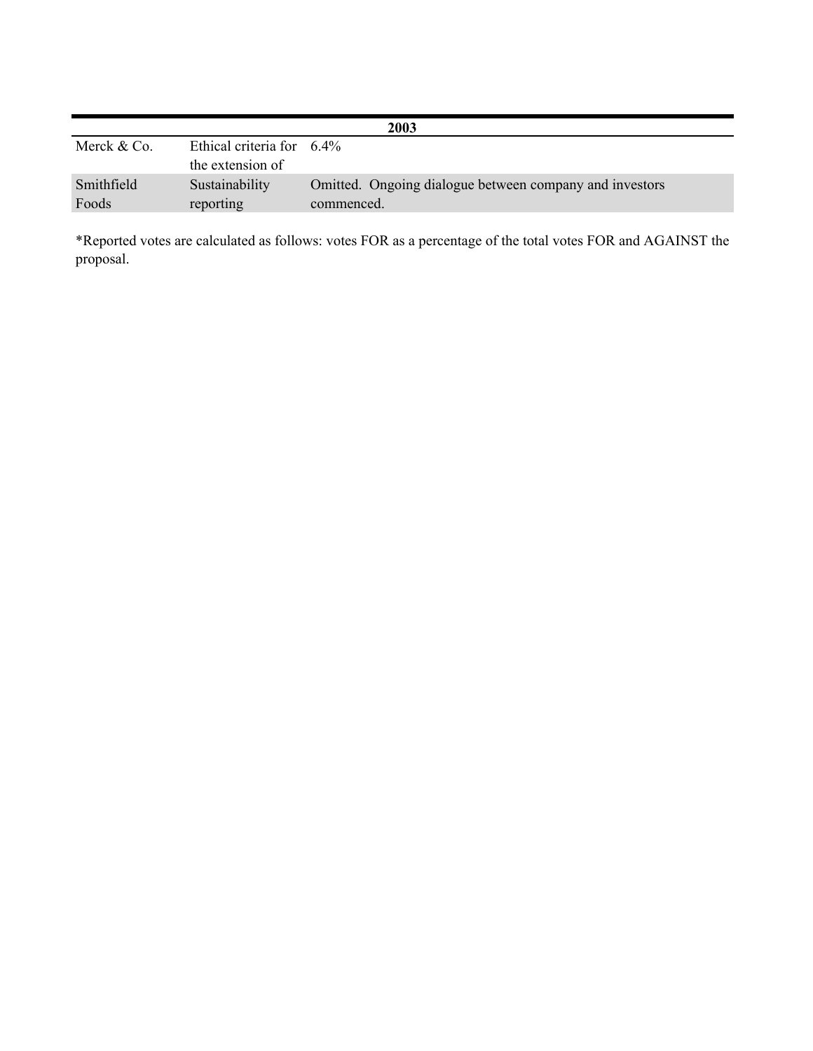| | | |
|---|---|---|
| | | **2003** |
| Merck & Co. | Ethical criteria for the extension of | 6.4% |
| Smithfield Foods | Sustainability reporting | Omitted. Ongoing dialogue between company and investors commenced. |

*Reported votes are calculated as follows: votes FOR as a percentage of the total votes FOR and AGAINST the proposal.